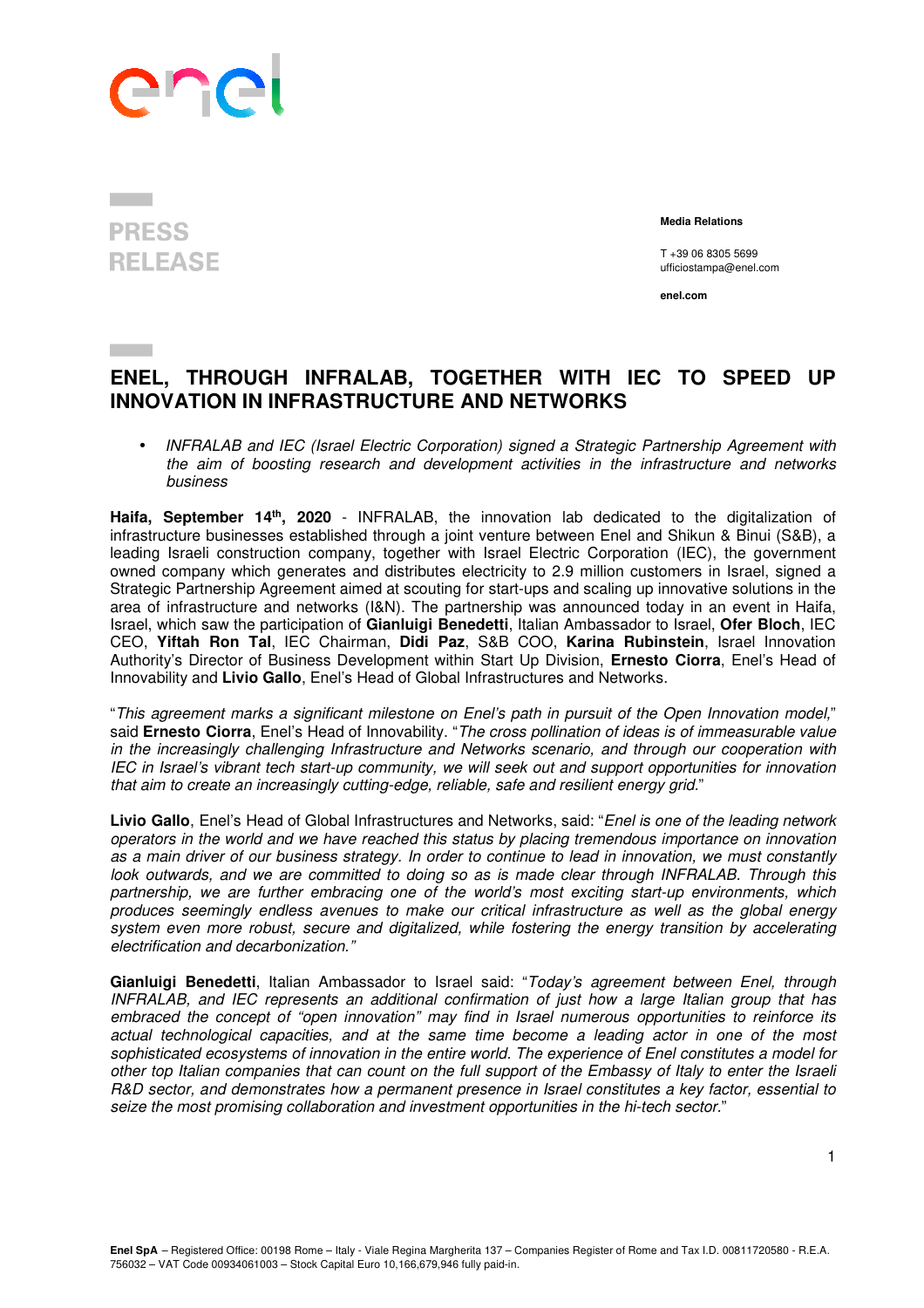PRESS RELEASE

**Media Relations**

T +39 06 8305 5699
ufficiostampa@enel.com

**enel.com**

# ENEL, THROUGH INFRALAB, TOGETHER WITH IEC TO SPEED UP INNOVATION IN INFRASTRUCTURE AND NETWORKS

- *INFRALAB and IEC (Israel Electric Corporation) signed a Strategic Partnership Agreement with the aim of boosting research and development activities in the infrastructure and networks business*

**Haifa, September 14th, 2020** - INFRALAB, the innovation lab dedicated to the digitalization of infrastructure businesses established through a joint venture between Enel and Shikun & Binui (S&B), a leading Israeli construction company, together with Israel Electric Corporation (IEC), the government owned company which generates and distributes electricity to 2.9 million customers in Israel, signed a Strategic Partnership Agreement aimed at scouting for start-ups and scaling up innovative solutions in the area of infrastructure and networks (I&N). The partnership was announced today in an event in Haifa, Israel, which saw the participation of **Gianluigi Benedetti**, Italian Ambassador to Israel, **Ofer Bloch**, IEC CEO, **Yiftah Ron Tal**, IEC Chairman, **Didi Paz**, S&B COO, **Karina Rubinstein**, Israel Innovation Authority's Director of Business Development within Start Up Division, **Ernesto Ciorra**, Enel's Head of Innovability and **Livio Gallo**, Enel's Head of Global Infrastructures and Networks.

"*This agreement marks a significant milestone on Enel's path in pursuit of the Open Innovation model,*" said **Ernesto Ciorra**, Enel's Head of Innovability. "*The cross pollination of ideas is of immeasurable value in the increasingly challenging Infrastructure and Networks scenario, and through our cooperation with IEC in Israel's vibrant tech start-up community, we will seek out and support opportunities for innovation that aim to create an increasingly cutting-edge, reliable, safe and resilient energy grid.*"

**Livio Gallo**, Enel's Head of Global Infrastructures and Networks, said: "*Enel is one of the leading network operators in the world and we have reached this status by placing tremendous importance on innovation as a main driver of our business strategy. In order to continue to lead in innovation, we must constantly look outwards, and we are committed to doing so as is made clear through INFRALAB. Through this partnership, we are further embracing one of the world's most exciting start-up environments, which produces seemingly endless avenues to make our critical infrastructure as well as the global energy system even more robust, secure and digitalized, while fostering the energy transition by accelerating electrification and decarbonization.*"

**Gianluigi Benedetti**, Italian Ambassador to Israel said: "*Today's agreement between Enel, through INFRALAB, and IEC represents an additional confirmation of just how a large Italian group that has embraced the concept of "open innovation" may find in Israel numerous opportunities to reinforce its actual technological capacities, and at the same time become a leading actor in one of the most sophisticated ecosystems of innovation in the entire world. The experience of Enel constitutes a model for other top Italian companies that can count on the full support of the Embassy of Italy to enter the Israeli R&D sector, and demonstrates how a permanent presence in Israel constitutes a key factor, essential to seize the most promising collaboration and investment opportunities in the hi-tech sector.*"

**Enel SpA** – Registered Office: 00198 Rome – Italy - Viale Regina Margherita 137 – Companies Register of Rome and Tax I.D. 00811720580 - R.E.A. 756032 – VAT Code 00934061003 – Stock Capital Euro 10,166,679,946 fully paid-in.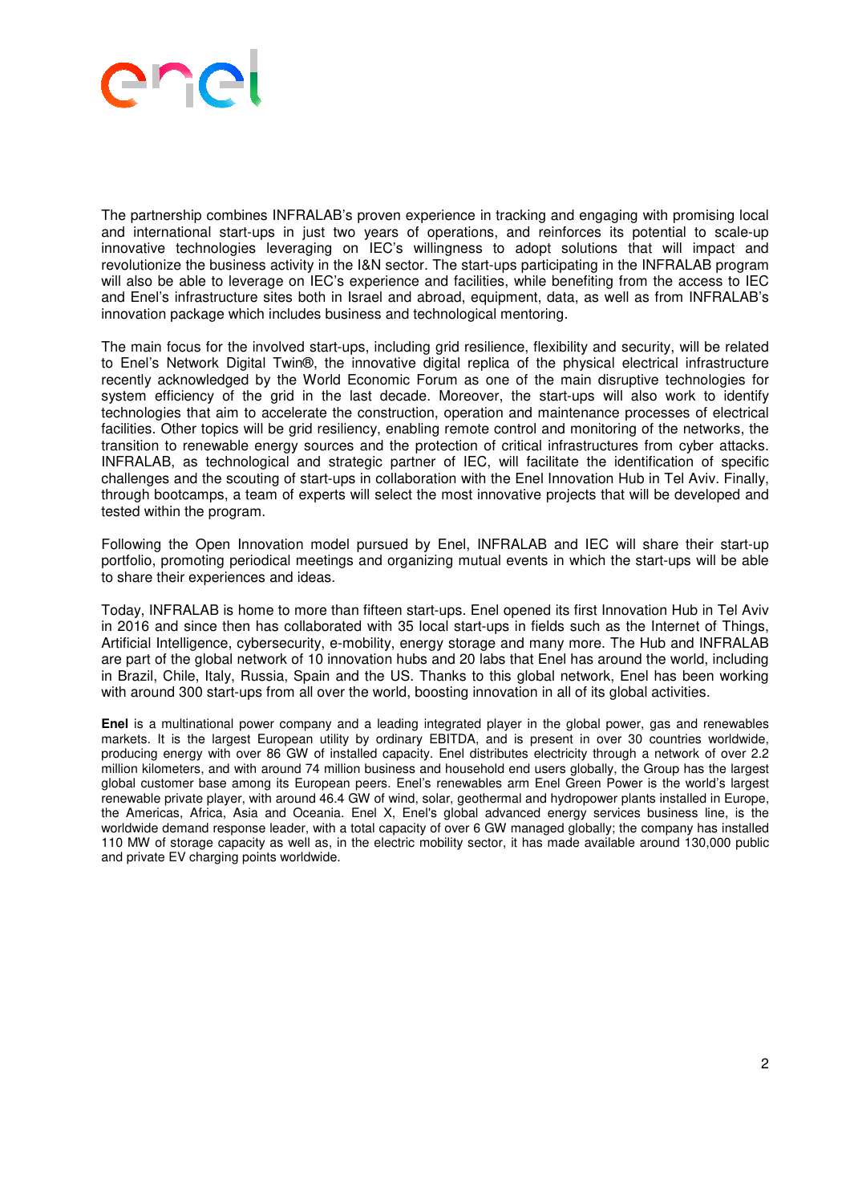The partnership combines INFRALAB's proven experience in tracking and engaging with promising local and international start-ups in just two years of operations, and reinforces its potential to scale-up innovative technologies leveraging on IEC's willingness to adopt solutions that will impact and revolutionize the business activity in the I&N sector. The start-ups participating in the INFRALAB program will also be able to leverage on IEC's experience and facilities, while benefiting from the access to IEC and Enel's infrastructure sites both in Israel and abroad, equipment, data, as well as from INFRALAB's innovation package which includes business and technological mentoring.

The main focus for the involved start-ups, including grid resilience, flexibility and security, will be related to Enel's Network Digital Twin®, the innovative digital replica of the physical electrical infrastructure recently acknowledged by the World Economic Forum as one of the main disruptive technologies for system efficiency of the grid in the last decade. Moreover, the start-ups will also work to identify technologies that aim to accelerate the construction, operation and maintenance processes of electrical facilities. Other topics will be grid resiliency, enabling remote control and monitoring of the networks, the transition to renewable energy sources and the protection of critical infrastructures from cyber attacks. INFRALAB, as technological and strategic partner of IEC, will facilitate the identification of specific challenges and the scouting of start-ups in collaboration with the Enel Innovation Hub in Tel Aviv. Finally, through bootcamps, a team of experts will select the most innovative projects that will be developed and tested within the program.

Following the Open Innovation model pursued by Enel, INFRALAB and IEC will share their start-up portfolio, promoting periodical meetings and organizing mutual events in which the start-ups will be able to share their experiences and ideas.

Today, INFRALAB is home to more than fifteen start-ups. Enel opened its first Innovation Hub in Tel Aviv in 2016 and since then has collaborated with 35 local start-ups in fields such as the Internet of Things, Artificial Intelligence, cybersecurity, e-mobility, energy storage and many more. The Hub and INFRALAB are part of the global network of 10 innovation hubs and 20 labs that Enel has around the world, including in Brazil, Chile, Italy, Russia, Spain and the US. Thanks to this global network, Enel has been working with around 300 start-ups from all over the world, boosting innovation in all of its global activities.

**Enel** is a multinational power company and a leading integrated player in the global power, gas and renewables markets. It is the largest European utility by ordinary EBITDA, and is present in over 30 countries worldwide, producing energy with over 86 GW of installed capacity. Enel distributes electricity through a network of over 2.2 million kilometers, and with around 74 million business and household end users globally, the Group has the largest global customer base among its European peers. Enel's renewables arm Enel Green Power is the world's largest renewable private player, with around 46.4 GW of wind, solar, geothermal and hydropower plants installed in Europe, the Americas, Africa, Asia and Oceania. Enel X, Enel's global advanced energy services business line, is the worldwide demand response leader, with a total capacity of over 6 GW managed globally; the company has installed 110 MW of storage capacity as well as, in the electric mobility sector, it has made available around 130,000 public and private EV charging points worldwide.